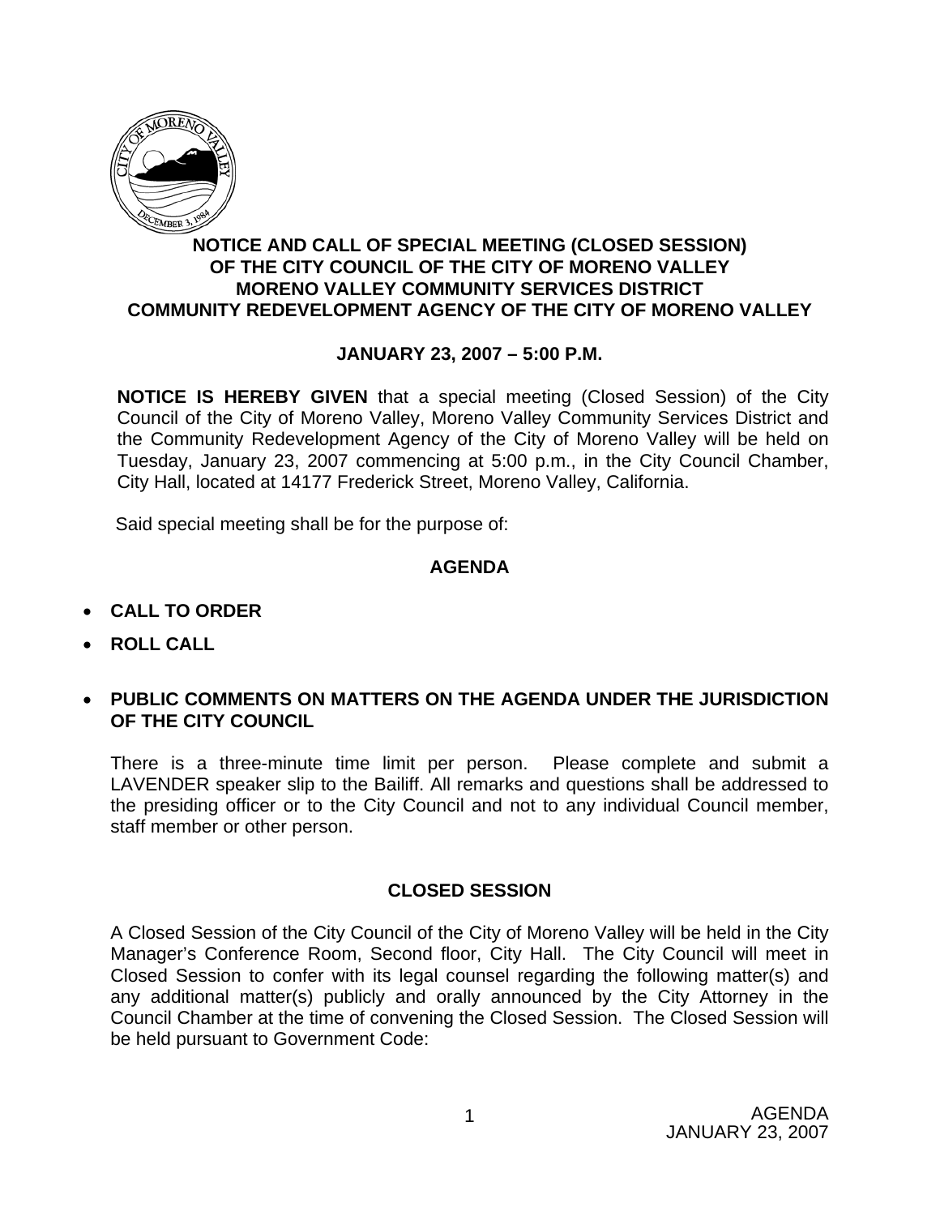**NOTICE AND CALL OF SPECIAL MEETING (CLOSED SESSION) OF THE CITY COUNCIL OF THE CITY OF MORENO VALLEY MORENO VALLEY COMMUNITY SERVICES DISTRICT COMMUNITY REDEVELOPMENT AGENCY OF THE CITY OF MORENO VALLEY**

**JANUARY 23, 2007 – 5:00 P.M.**

**NOTICE IS HEREBY GIVEN** that a special meeting (Closed Session) of the City Council of the City of Moreno Valley, Moreno Valley Community Services District and the Community Redevelopment Agency of the City of Moreno Valley will be held on Tuesday, January 23, 2007 commencing at 5:00 p.m., in the City Council Chamber, City Hall, located at 14177 Frederick Street, Moreno Valley, California.

Said special meeting shall be for the purpose of:

## AGENDA

- **CALL TO ORDER**
- **ROLL CALL**
- **PUBLIC COMMENTS ON MATTERS ON THE AGENDA UNDER THE JURISDICTION OF THE CITY COUNCIL**

There is a three-minute time limit per person. Please complete and submit a LAVENDER speaker slip to the Bailiff. All remarks and questions shall be addressed to the presiding officer or to the City Council and not to any individual Council member, staff member or other person.

## CLOSED SESSION

A Closed Session of the City Council of the City of Moreno Valley will be held in the City Manager's Conference Room, Second floor, City Hall. The City Council will meet in Closed Session to confer with its legal counsel regarding the following matter(s) and any additional matter(s) publicly and orally announced by the City Attorney in the Council Chamber at the time of convening the Closed Session. The Closed Session will be held pursuant to Government Code: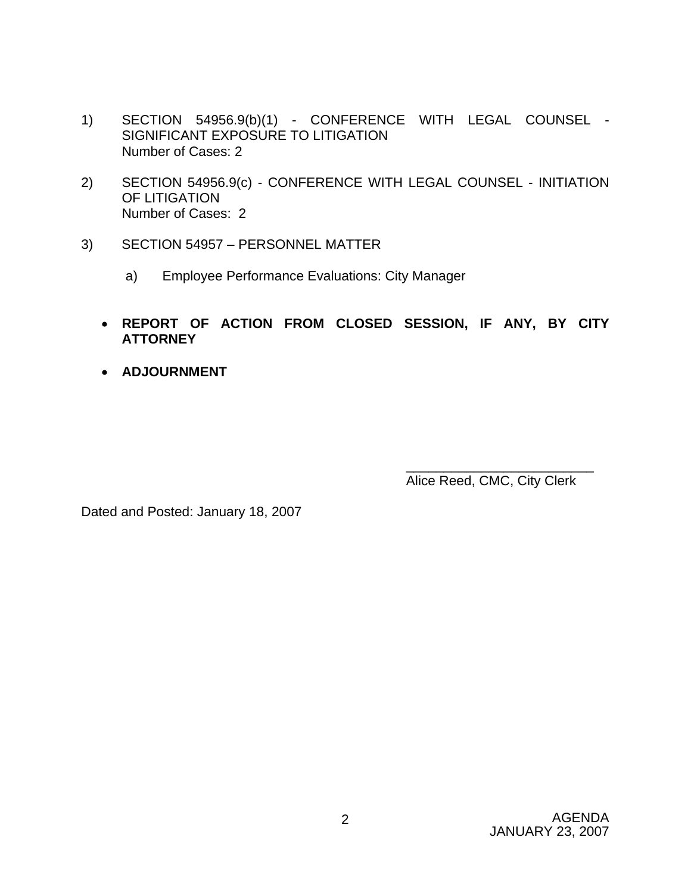1) SECTION 54956.9(b)(1) - CONFERENCE WITH LEGAL COUNSEL - SIGNIFICANT EXPOSURE TO LITIGATION
   Number of Cases: 2

2) SECTION 54956.9(c) - CONFERENCE WITH LEGAL COUNSEL - INITIATION OF LITIGATION
   Number of Cases: 2

3) SECTION 54957 – PERSONNEL MATTER

   a) Employee Performance Evaluations: City Manager

- **REPORT OF ACTION FROM CLOSED SESSION, IF ANY, BY CITY ATTORNEY**

- **ADJOURNMENT**

\_\_\_\_\_\_\_\_\_\_\_\_\_\_\_\_\_\_\_\_\_\_\_\_\_\_
Alice Reed, CMC, City Clerk

Dated and Posted: January 18, 2007